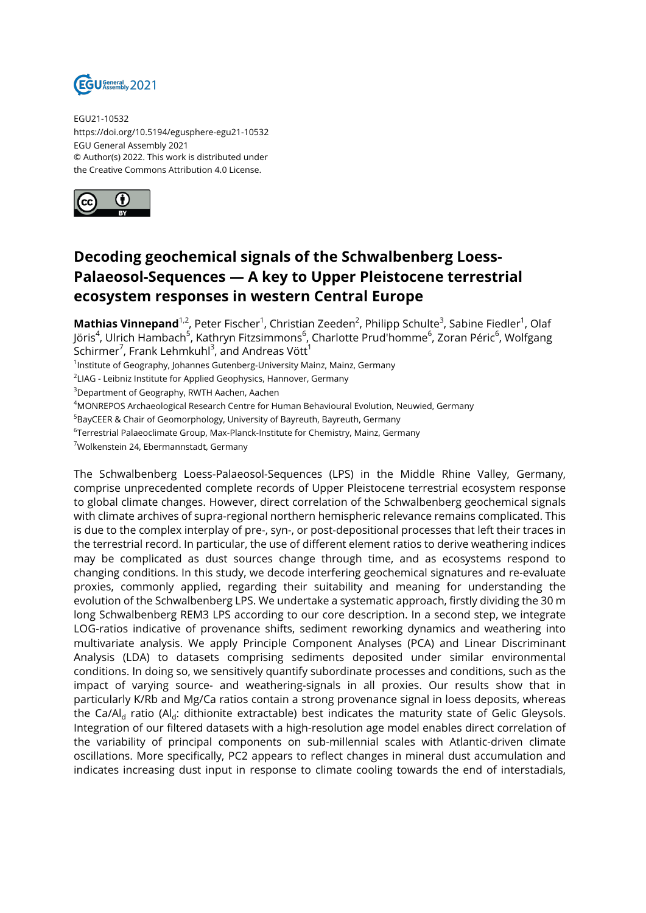EGU21-10532
https://doi.org/10.5194/egusphere-egu21-10532
EGU General Assembly 2021
© Author(s) 2022. This work is distributed under
the Creative Commons Attribution 4.0 License.

# Decoding geochemical signals of the Schwalbenberg Loess-Palaeosol-Sequences — A key to Upper Pleistocene terrestrial ecosystem responses in western Central Europe

**Mathias Vinnepand**[1,2], Peter Fischer[1], Christian Zeeden[2], Philipp Schulte[3], Sabine Fiedler[1], Olaf Jöris[4], Ulrich Hambach[5], Kathryn Fitzsimmons[6], Charlotte Prud'homme[6], Zoran Perić[6], Wolfgang Schirmer[7], Frank Lehmkuhl[3], and Andreas Vött[1]

[1]Institute of Geography, Johannes Gutenberg-University Mainz, Mainz, Germany
[2]LIAG - Leibniz Institute for Applied Geophysics, Hannover, Germany
[3]Department of Geography, RWTH Aachen, Aachen
[4]MONREPOS Archaeological Research Centre for Human Behavioural Evolution, Neuwied, Germany
[5]BayCEER & Chair of Geomorphology, University of Bayreuth, Bayreuth, Germany
[6]Terrestrial Palaeoclimate Group, Max-Planck-Institute for Chemistry, Mainz, Germany
[7]Wolkenstein 24, Ebermannstadt, Germany

The Schwalbenberg Loess-Palaeosol-Sequences (LPS) in the Middle Rhine Valley, Germany, comprise unprecedented complete records of Upper Pleistocene terrestrial ecosystem response to global climate changes. However, direct correlation of the Schwalbenberg geochemical signals with climate archives of supra-regional northern hemispheric relevance remains complicated. This is due to the complex interplay of pre-, syn-, or post-depositional processes that left their traces in the terrestrial record. In particular, the use of different element ratios to derive weathering indices may be complicated as dust sources change through time, and as ecosystems respond to changing conditions. In this study, we decode interfering geochemical signatures and re-evaluate proxies, commonly applied, regarding their suitability and meaning for understanding the evolution of the Schwalbenberg LPS. We undertake a systematic approach, firstly dividing the 30 m long Schwalbenberg REM3 LPS according to our core description. In a second step, we integrate LOG-ratios indicative of provenance shifts, sediment reworking dynamics and weathering into multivariate analysis. We apply Principle Component Analyses (PCA) and Linear Discriminant Analysis (LDA) to datasets comprising sediments deposited under similar environmental conditions. In doing so, we sensitively quantify subordinate processes and conditions, such as the impact of varying source- and weathering-signals in all proxies. Our results show that in particularly K/Rb and Mg/Ca ratios contain a strong provenance signal in loess deposits, whereas the $Ca/Al_d$ ratio ($Al_d$: dithionite extractable) best indicates the maturity state of Gelic Gleysols. Integration of our filtered datasets with a high-resolution age model enables direct correlation of the variability of principal components on sub-millennial scales with Atlantic-driven climate oscillations. More specifically, PC2 appears to reflect changes in mineral dust accumulation and indicates increasing dust input in response to climate cooling towards the end of interstadials,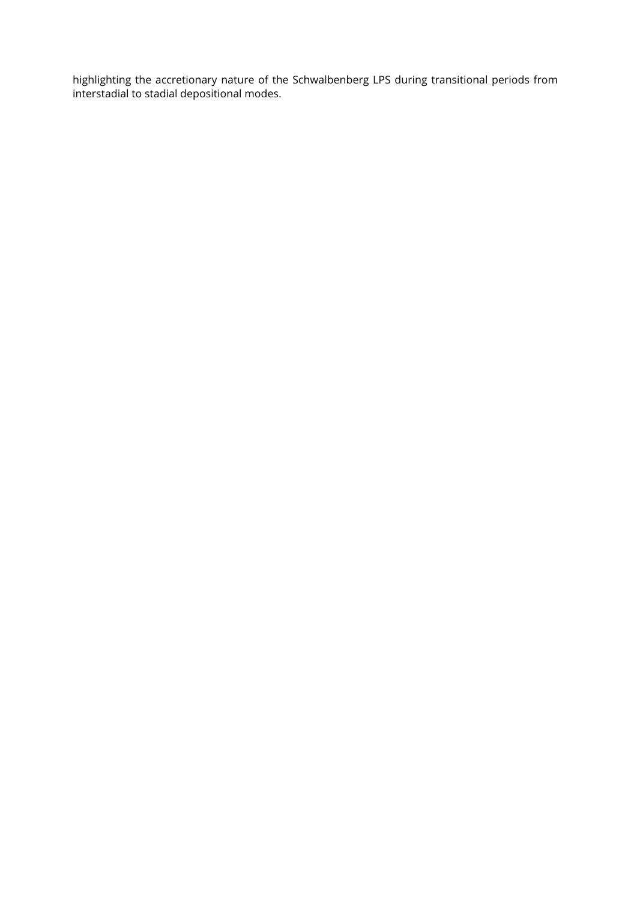highlighting the accretionary nature of the Schwalbenberg LPS during transitional periods from interstadial to stadial depositional modes.